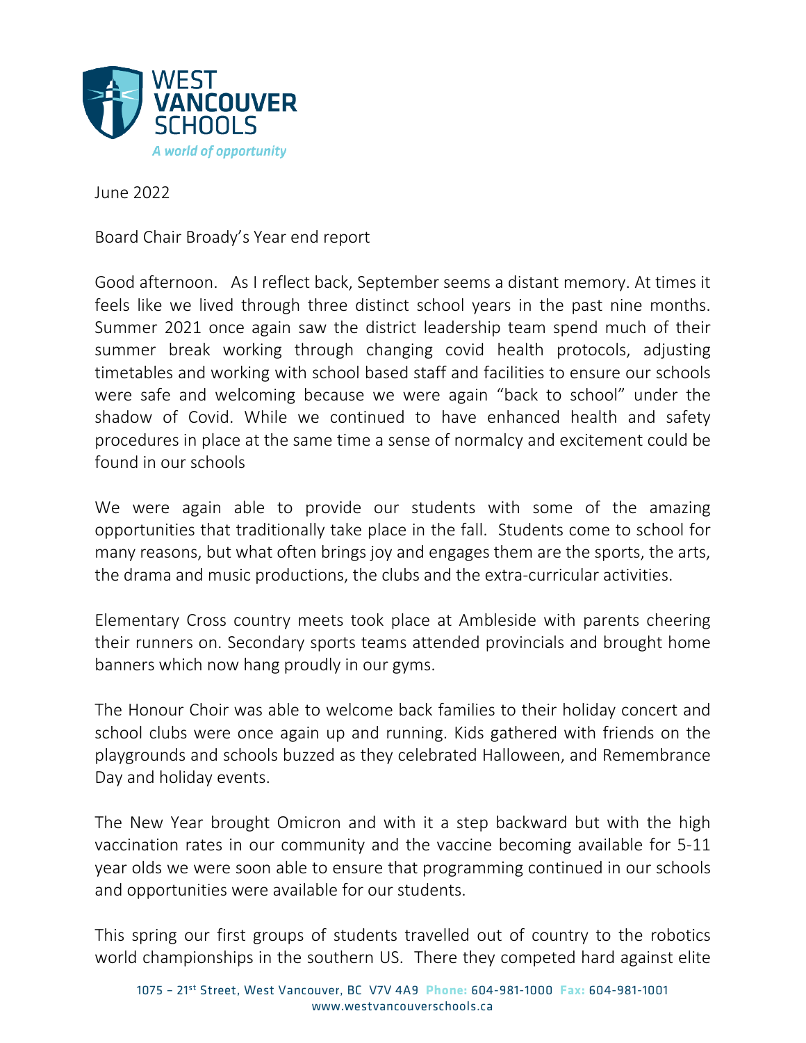June 2022

Board Chair Broady's Year end report

Good afternoon. As I reflect back, September seems a distant memory. At times it feels like we lived through three distinct school years in the past nine months. Summer 2021 once again saw the district leadership team spend much of their summer break working through changing covid health protocols, adjusting timetables and working with school based staff and facilities to ensure our schools were safe and welcoming because we were again "back to school" under the shadow of Covid. While we continued to have enhanced health and safety procedures in place at the same time a sense of normalcy and excitement could be found in our schools

We were again able to provide our students with some of the amazing opportunities that traditionally take place in the fall. Students come to school for many reasons, but what often brings joy and engages them are the sports, the arts, the drama and music productions, the clubs and the extra-curricular activities.

Elementary Cross country meets took place at Ambleside with parents cheering their runners on. Secondary sports teams attended provincials and brought home banners which now hang proudly in our gyms.

The Honour Choir was able to welcome back families to their holiday concert and school clubs were once again up and running. Kids gathered with friends on the playgrounds and schools buzzed as they celebrated Halloween, and Remembrance Day and holiday events.

The New Year brought Omicron and with it a step backward but with the high vaccination rates in our community and the vaccine becoming available for 5-11 year olds we were soon able to ensure that programming continued in our schools and opportunities were available for our students.

This spring our first groups of students travelled out of country to the robotics world championships in the southern US. There they competed hard against elite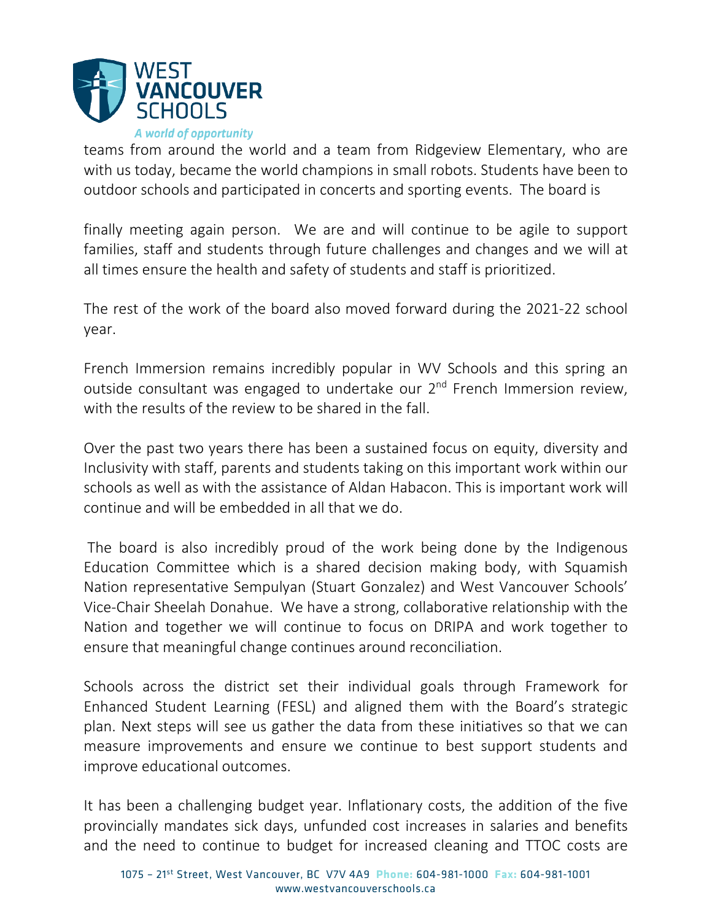teams from around the world and a team from Ridgeview Elementary, who are with us today, became the world champions in small robots. Students have been to outdoor schools and participated in concerts and sporting events. The board is

finally meeting again person. We are and will continue to be agile to support families, staff and students through future challenges and changes and we will at all times ensure the health and safety of students and staff is prioritized.

The rest of the work of the board also moved forward during the 2021-22 school year.

French Immersion remains incredibly popular in WV Schools and this spring an outside consultant was engaged to undertake our 2nd French Immersion review, with the results of the review to be shared in the fall.

Over the past two years there has been a sustained focus on equity, diversity and Inclusivity with staff, parents and students taking on this important work within our schools as well as with the assistance of Aldan Habacon. This is important work will continue and will be embedded in all that we do.

The board is also incredibly proud of the work being done by the Indigenous Education Committee which is a shared decision making body, with Squamish Nation representative Sempulyan (Stuart Gonzalez) and West Vancouver Schools' Vice-Chair Sheelah Donahue. We have a strong, collaborative relationship with the Nation and together we will continue to focus on DRIPA and work together to ensure that meaningful change continues around reconciliation.

Schools across the district set their individual goals through Framework for Enhanced Student Learning (FESL) and aligned them with the Board's strategic plan. Next steps will see us gather the data from these initiatives so that we can measure improvements and ensure we continue to best support students and improve educational outcomes.

It has been a challenging budget year. Inflationary costs, the addition of the five provincially mandates sick days, unfunded cost increases in salaries and benefits and the need to continue to budget for increased cleaning and TTOC costs are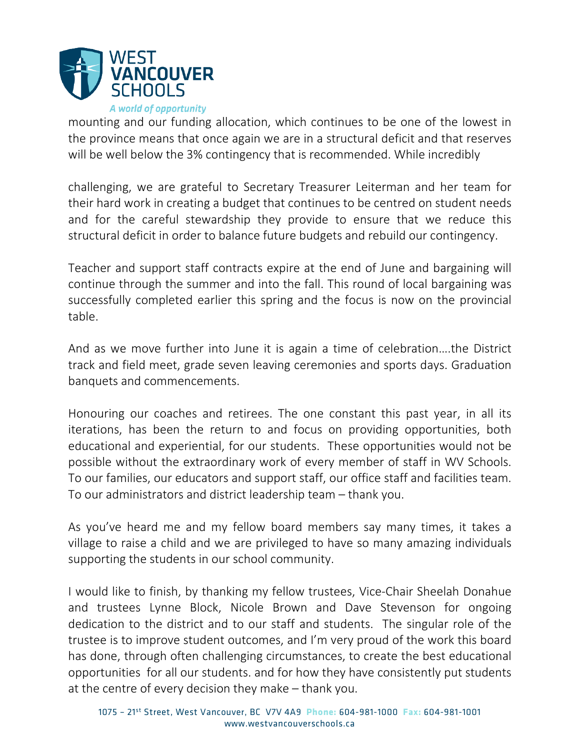mounting and our funding allocation, which continues to be one of the lowest in the province means that once again we are in a structural deficit and that reserves will be well below the 3% contingency that is recommended. While incredibly

challenging, we are grateful to Secretary Treasurer Leiterman and her team for their hard work in creating a budget that continues to be centred on student needs and for the careful stewardship they provide to ensure that we reduce this structural deficit in order to balance future budgets and rebuild our contingency.

Teacher and support staff contracts expire at the end of June and bargaining will continue through the summer and into the fall. This round of local bargaining was successfully completed earlier this spring and the focus is now on the provincial table.

And as we move further into June it is again a time of celebration….the District track and field meet, grade seven leaving ceremonies and sports days. Graduation banquets and commencements.

Honouring our coaches and retirees. The one constant this past year, in all its iterations, has been the return to and focus on providing opportunities, both educational and experiential, for our students. These opportunities would not be possible without the extraordinary work of every member of staff in WV Schools. To our families, our educators and support staff, our office staff and facilities team. To our administrators and district leadership team – thank you.

As you've heard me and my fellow board members say many times, it takes a village to raise a child and we are privileged to have so many amazing individuals supporting the students in our school community.

I would like to finish, by thanking my fellow trustees, Vice-Chair Sheelah Donahue and trustees Lynne Block, Nicole Brown and Dave Stevenson for ongoing dedication to the district and to our staff and students. The singular role of the trustee is to improve student outcomes, and I'm very proud of the work this board has done, through often challenging circumstances, to create the best educational opportunities for all our students. and for how they have consistently put students at the centre of every decision they make – thank you.